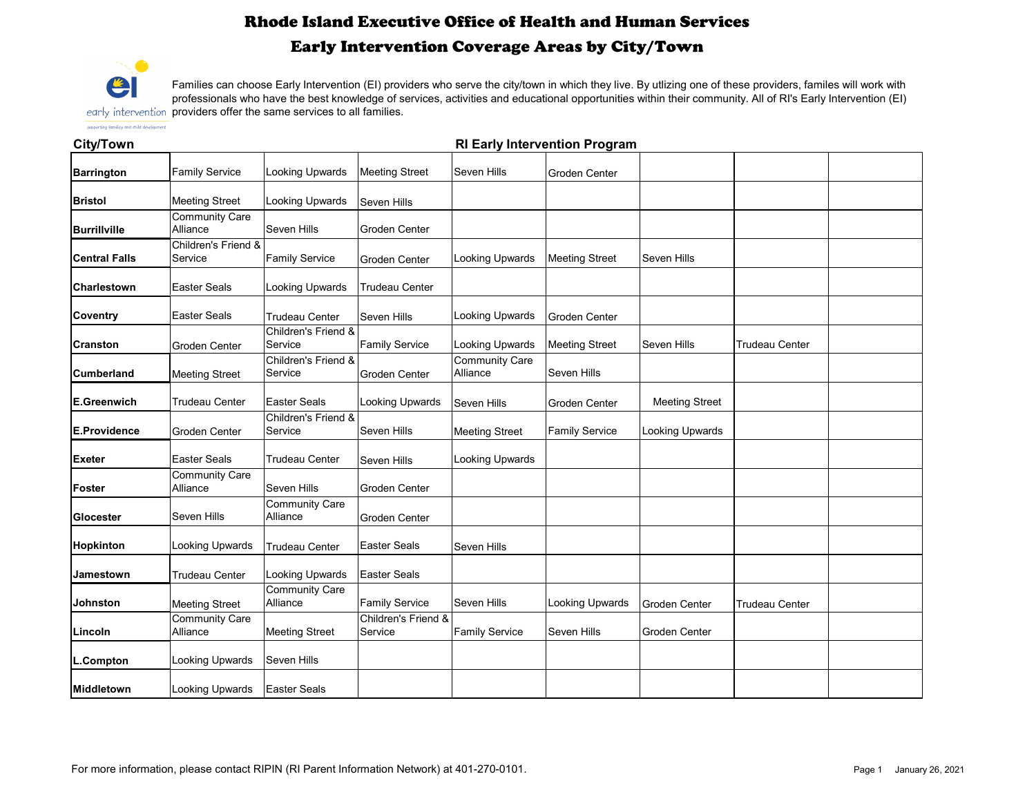# Rhode Island Executive Office of Health and Human Services

## Early Intervention Coverage Areas by City/Town

early intervention
supporting families and child development

Families can choose Early Intervention (EI) providers who serve the city/town in which they live. By utlizing one of these providers, familes will work with professionals who have the best knowledge of services, activities and educational opportunities within their community. All of RI's Early Intervention (EI) providers offer the same services to all families.

| City/Town | RI Early Intervention Program | | | | | | | |
|---|---|---|---|---|---|---|---|---|
| **Barrington** | Family Service | Looking Upwards | Meeting Street | Seven Hills | Groden Center | | | |
| **Bristol** | Meeting Street | Looking Upwards | Seven Hills | | | | | |
| **Burrillville** | Community Care Alliance | Seven Hills | Groden Center | | | | | |
| **Central Falls** | Children's Friend & Service | Family Service | Groden Center | Looking Upwards | Meeting Street | Seven Hills | | |
| **Charlestown** | Easter Seals | Looking Upwards | Trudeau Center | | | | | |
| **Coventry** | Easter Seals | Trudeau Center | Seven Hills | Looking Upwards | Groden Center | | | |
| **Cranston** | Groden Center | Children's Friend & Service | Family Service | Looking Upwards | Meeting Street | Seven Hills | Trudeau Center | |
| **Cumberland** | Meeting Street | Children's Friend & Service | Groden Center | Community Care Alliance | Seven Hills | | | |
| **E.Greenwich** | Trudeau Center | Easter Seals | Looking Upwards | Seven Hills | Groden Center | Meeting Street | | |
| **E.Providence** | Groden Center | Children's Friend & Service | Seven Hills | Meeting Street | Family Service | Looking Upwards | | |
| **Exeter** | Easter Seals | Trudeau Center | Seven Hills | Looking Upwards | | | | |
| **Foster** | Community Care Alliance | Seven Hills | Groden Center | | | | | |
| **Glocester** | Seven Hills | Community Care Alliance | Groden Center | | | | | |
| **Hopkinton** | Looking Upwards | Trudeau Center | Easter Seals | Seven Hills | | | | |
| **Jamestown** | Trudeau Center | Looking Upwards | Easter Seals | | | | | |
| **Johnston** | Meeting Street | Community Care Alliance | Family Service | Seven Hills | Looking Upwards | Groden Center | Trudeau Center | |
| **Lincoln** | Community Care Alliance | Meeting Street | Children's Friend & Service | Family Service | Seven Hills | Groden Center | | |
| **L.Compton** | Looking Upwards | Seven Hills | | | | | | |
| **Middletown** | Looking Upwards | Easter Seals | | | | | | |

For more information, please contact RIPIN (RI Parent Information Network) at 401-270-0101.

January 26, 2021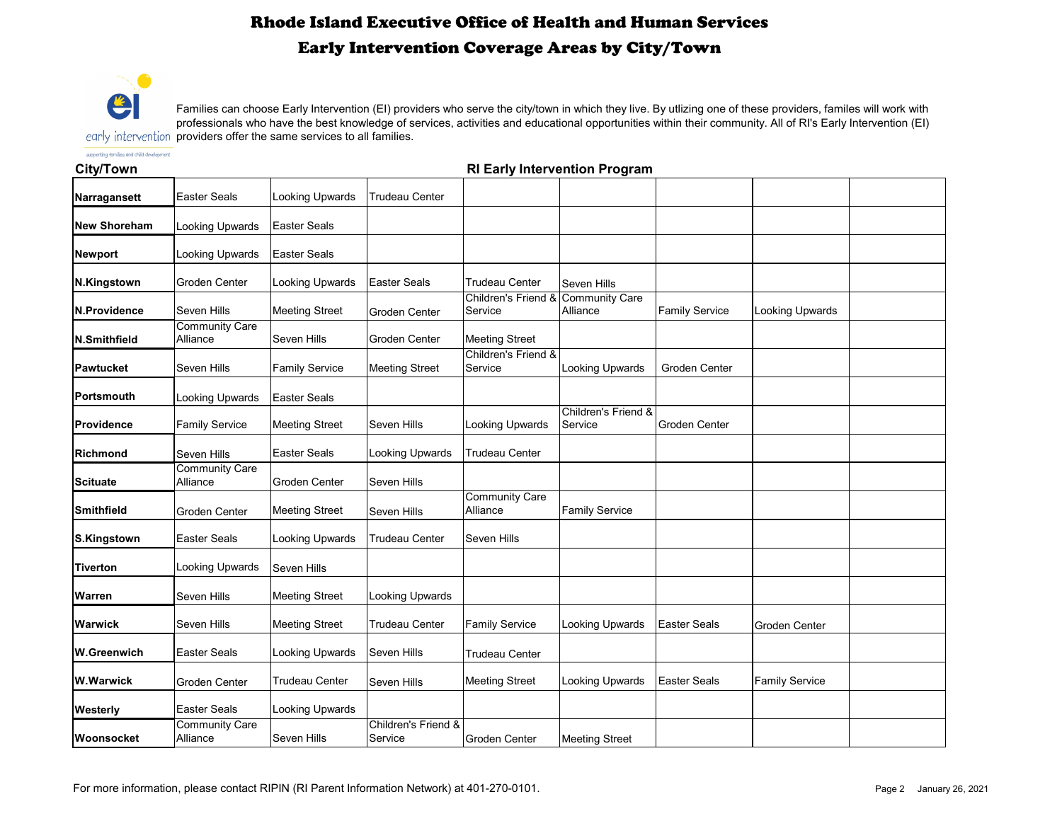# Rhode Island Executive Office of Health and Human Services

## Early Intervention Coverage Areas by City/Town

Families can choose Early Intervention (EI) providers who serve the city/town in which they live. By utlizing one of these providers, familes will work with professionals who have the best knowledge of services, activities and educational opportunities within their community. All of RI's Early Intervention (EI) providers offer the same services to all families.

| City/Town | RI Early Intervention Program | | | | | | | |
|---|---|---|---|---|---|---|---|---|
| **Narragansett** | Easter Seals | Looking Upwards | Trudeau Center | | | | | |
| **New Shoreham** | Looking Upwards | Easter Seals | | | | | | |
| **Newport** | Looking Upwards | Easter Seals | | | | | | |
| **N.Kingstown** | Groden Center | Looking Upwards | Easter Seals | Trudeau Center | Seven Hills | | | |
| **N.Providence** | Seven Hills | Meeting Street | Groden Center | Children's Friend & Service | Community Care Alliance | Family Service | Looking Upwards | |
| **N.Smithfield** | Community Care Alliance | Seven Hills | Groden Center | Meeting Street | | | | |
| **Pawtucket** | Seven Hills | Family Service | Meeting Street | Children's Friend & Service | Looking Upwards | Groden Center | | |
| **Portsmouth** | Looking Upwards | Easter Seals | | | | | | |
| **Providence** | Family Service | Meeting Street | Seven Hills | Looking Upwards | Children's Friend & Service | Groden Center | | |
| **Richmond** | Seven Hills | Easter Seals | Looking Upwards | Trudeau Center | | | | |
| **Scituate** | Community Care Alliance | Groden Center | Seven Hills | | | | | |
| **Smithfield** | Groden Center | Meeting Street | Seven Hills | Community Care Alliance | Family Service | | | |
| **S.Kingstown** | Easter Seals | Looking Upwards | Trudeau Center | Seven Hills | | | | |
| **Tiverton** | Looking Upwards | Seven Hills | | | | | | |
| **Warren** | Seven Hills | Meeting Street | Looking Upwards | | | | | |
| **Warwick** | Seven Hills | Meeting Street | Trudeau Center | Family Service | Looking Upwards | Easter Seals | Groden Center | |
| **W.Greenwich** | Easter Seals | Looking Upwards | Seven Hills | Trudeau Center | | | | |
| **W.Warwick** | Groden Center | Trudeau Center | Seven Hills | Meeting Street | Looking Upwards | Easter Seals | Family Service | |
| **Westerly** | Easter Seals | Looking Upwards | | | | | | |
| **Woonsocket** | Community Care Alliance | Seven Hills | Children's Friend & Service | Groden Center | Meeting Street | | | |

For more information, please contact RIPIN (RI Parent Information Network) at 401-270-0101.

January 26, 2021